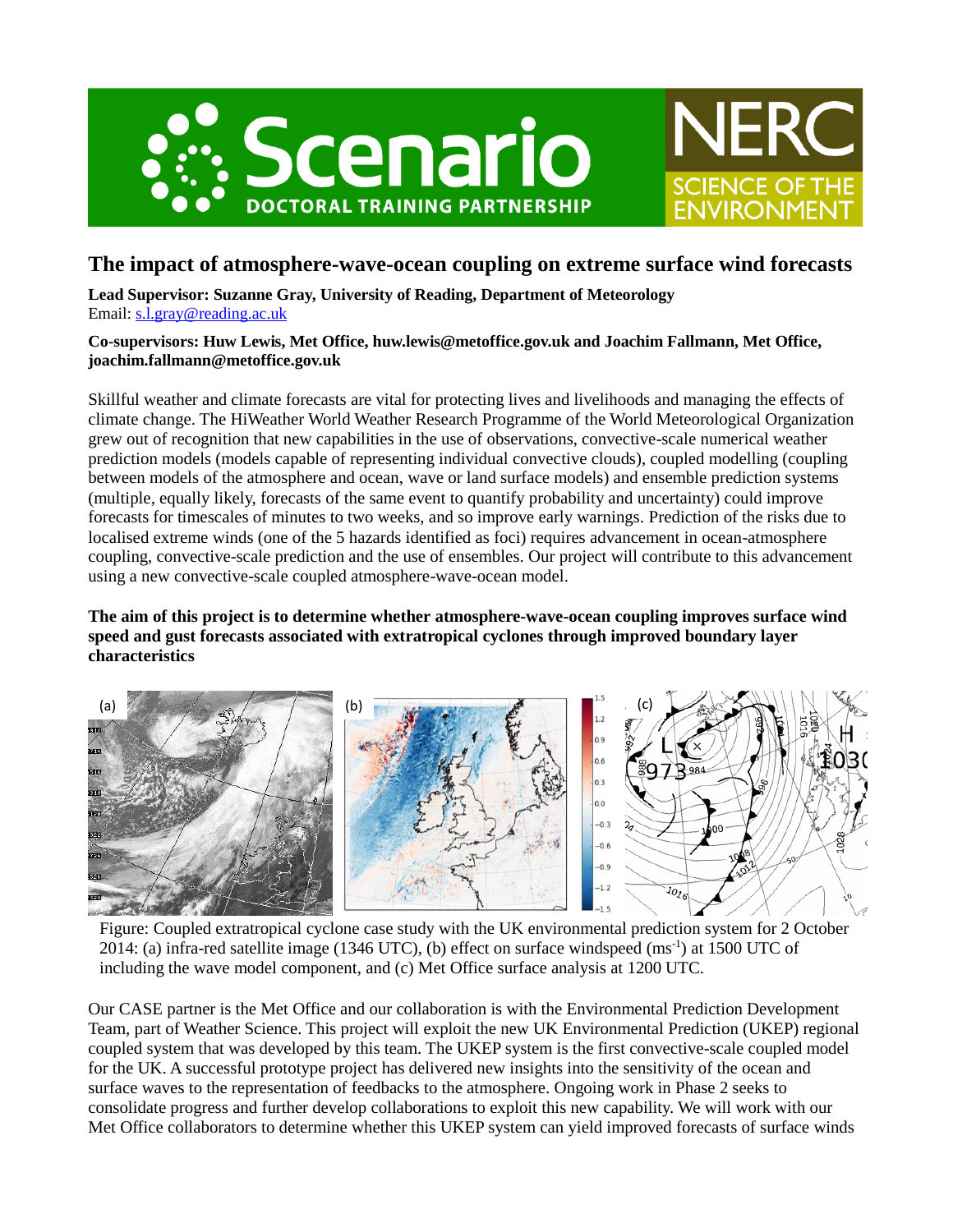# The impact of atmosphere-wave-ocean coupling on extreme surface wind forecasts

**Lead Supervisor: Suzanne Gray, University of Reading, Department of Meteorology**
Email: s.l.gray@reading.ac.uk

**Co-supervisors: Huw Lewis, Met Office, huw.lewis@metoffice.gov.uk and Joachim Fallmann, Met Office, joachim.fallmann@metoffice.gov.uk**

Skillful weather and climate forecasts are vital for protecting lives and livelihoods and managing the effects of climate change. The HiWeather World Weather Research Programme of the World Meteorological Organization grew out of recognition that new capabilities in the use of observations, convective-scale numerical weather prediction models (models capable of representing individual convective clouds), coupled modelling (coupling between models of the atmosphere and ocean, wave or land surface models) and ensemble prediction systems (multiple, equally likely, forecasts of the same event to quantify probability and uncertainty) could improve forecasts for timescales of minutes to two weeks, and so improve early warnings. Prediction of the risks due to localised extreme winds (one of the 5 hazards identified as foci) requires advancement in ocean-atmosphere coupling, convective-scale prediction and the use of ensembles. Our project will contribute to this advancement using a new convective-scale coupled atmosphere-wave-ocean model.

**The aim of this project is to determine whether atmosphere-wave-ocean coupling improves surface wind speed and gust forecasts associated with extratropical cyclones through improved boundary layer characteristics**

Figure: Coupled extratropical cyclone case study with the UK environmental prediction system for 2 October 2014: (a) infra-red satellite image (1346 UTC), (b) effect on surface windspeed (ms$^{-1}$) at 1500 UTC of including the wave model component, and (c) Met Office surface analysis at 1200 UTC.

Our CASE partner is the Met Office and our collaboration is with the Environmental Prediction Development Team, part of Weather Science. This project will exploit the new UK Environmental Prediction (UKEP) regional coupled system that was developed by this team. The UKEP system is the first convective-scale coupled model for the UK. A successful prototype project has delivered new insights into the sensitivity of the ocean and surface waves to the representation of feedbacks to the atmosphere. Ongoing work in Phase 2 seeks to consolidate progress and further develop collaborations to exploit this new capability. We will work with our Met Office collaborators to determine whether this UKEP system can yield improved forecasts of surface winds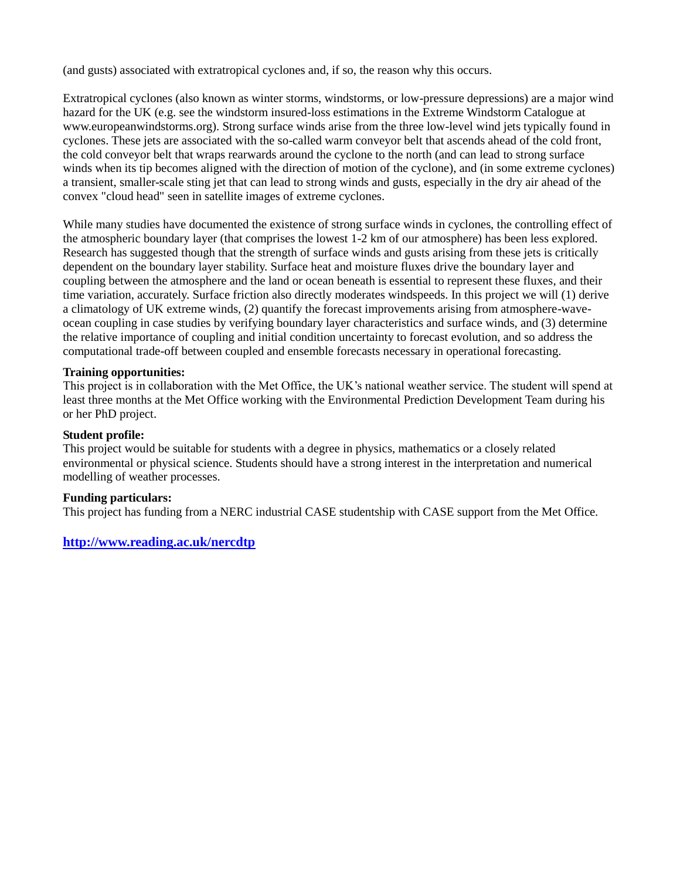(and gusts) associated with extratropical cyclones and, if so, the reason why this occurs.

Extratropical cyclones (also known as winter storms, windstorms, or low-pressure depressions) are a major wind hazard for the UK (e.g. see the windstorm insured-loss estimations in the Extreme Windstorm Catalogue at www.europeanwindstorms.org). Strong surface winds arise from the three low-level wind jets typically found in cyclones. These jets are associated with the so-called warm conveyor belt that ascends ahead of the cold front, the cold conveyor belt that wraps rearwards around the cyclone to the north (and can lead to strong surface winds when its tip becomes aligned with the direction of motion of the cyclone), and (in some extreme cyclones) a transient, smaller-scale sting jet that can lead to strong winds and gusts, especially in the dry air ahead of the convex "cloud head" seen in satellite images of extreme cyclones.

While many studies have documented the existence of strong surface winds in cyclones, the controlling effect of the atmospheric boundary layer (that comprises the lowest 1-2 km of our atmosphere) has been less explored. Research has suggested though that the strength of surface winds and gusts arising from these jets is critically dependent on the boundary layer stability. Surface heat and moisture fluxes drive the boundary layer and coupling between the atmosphere and the land or ocean beneath is essential to represent these fluxes, and their time variation, accurately. Surface friction also directly moderates windspeeds. In this project we will (1) derive a climatology of UK extreme winds, (2) quantify the forecast improvements arising from atmosphere-wave-ocean coupling in case studies by verifying boundary layer characteristics and surface winds, and (3) determine the relative importance of coupling and initial condition uncertainty to forecast evolution, and so address the computational trade-off between coupled and ensemble forecasts necessary in operational forecasting.

**Training opportunities:**
This project is in collaboration with the Met Office, the UK's national weather service. The student will spend at least three months at the Met Office working with the Environmental Prediction Development Team during his or her PhD project.

**Student profile:**
This project would be suitable for students with a degree in physics, mathematics or a closely related environmental or physical science. Students should have a strong interest in the interpretation and numerical modelling of weather processes.

**Funding particulars:**
This project has funding from a NERC industrial CASE studentship with CASE support from the Met Office.

**http://www.reading.ac.uk/nercdtp**